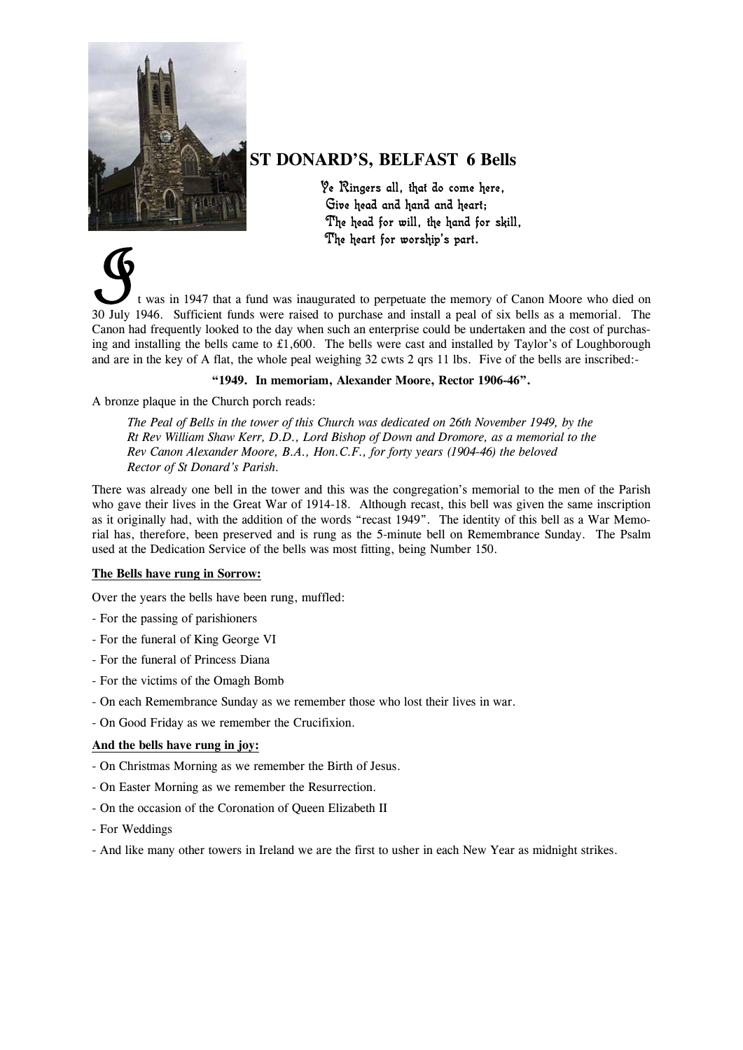# ST DONARD'S, BELFAST 6 Bells

Ye Ringers all, that do come here,
Give head and hand and heart;
The head for will, the hand for skill,
The heart for worship's part.

It was in 1947 that a fund was inaugurated to perpetuate the memory of Canon Moore who died on 30 July 1946. Sufficient funds were raised to purchase and install a peal of six bells as a memorial. The Canon had frequently looked to the day when such an enterprise could be undertaken and the cost of purchasing and installing the bells came to £1,600. The bells were cast and installed by Taylor's of Loughborough and are in the key of A flat, the whole peal weighing 32 cwts 2 qrs 11 lbs. Five of the bells are inscribed:-

**"1949. In memoriam, Alexander Moore, Rector 1906-46".**

A bronze plaque in the Church porch reads:

> *The Peal of Bells in the tower of this Church was dedicated on 26th November 1949, by the Rt Rev William Shaw Kerr, D.D., Lord Bishop of Down and Dromore, as a memorial to the Rev Canon Alexander Moore, B.A., Hon.C.F., for forty years (1904-46) the beloved Rector of St Donard's Parish.*

There was already one bell in the tower and this was the congregation's memorial to the men of the Parish who gave their lives in the Great War of 1914-18. Although recast, this bell was given the same inscription as it originally had, with the addition of the words "recast 1949". The identity of this bell as a War Memorial has, therefore, been preserved and is rung as the 5-minute bell on Remembrance Sunday. The Psalm used at the Dedication Service of the bells was most fitting, being Number 150.

**The Bells have rung in Sorrow:**

Over the years the bells have been rung, muffled:

- For the passing of parishioners
- For the funeral of King George VI
- For the funeral of Princess Diana
- For the victims of the Omagh Bomb
- On each Remembrance Sunday as we remember those who lost their lives in war.
- On Good Friday as we remember the Crucifixion.

**And the bells have rung in joy:**

- On Christmas Morning as we remember the Birth of Jesus.
- On Easter Morning as we remember the Resurrection.
- On the occasion of the Coronation of Queen Elizabeth II
- For Weddings
- And like many other towers in Ireland we are the first to usher in each New Year as midnight strikes.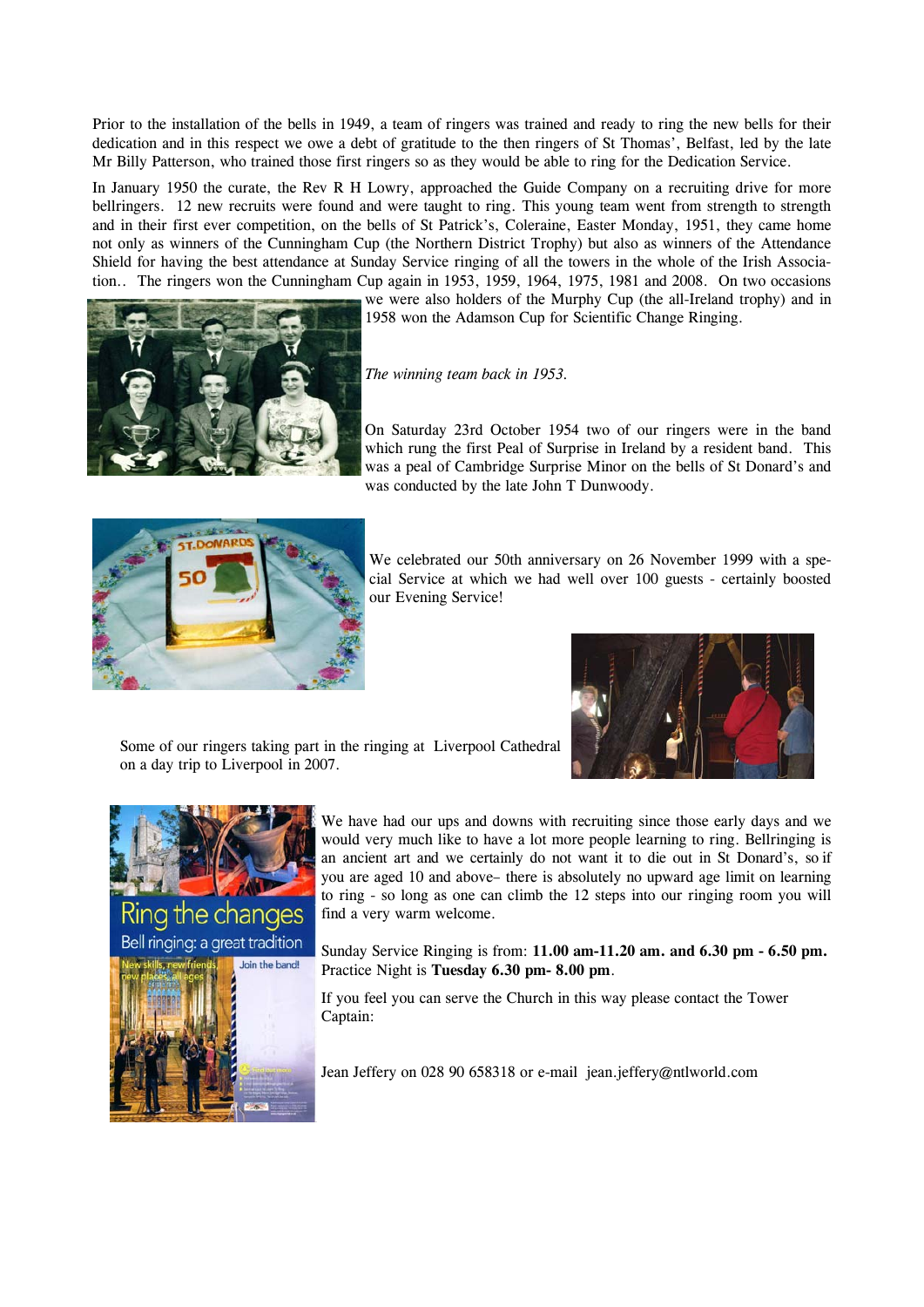Prior to the installation of the bells in 1949, a team of ringers was trained and ready to ring the new bells for their dedication and in this respect we owe a debt of gratitude to the then ringers of St Thomas', Belfast, led by the late Mr Billy Patterson, who trained those first ringers so as they would be able to ring for the Dedication Service.

In January 1950 the curate, the Rev R H Lowry, approached the Guide Company on a recruiting drive for more bellringers. 12 new recruits were found and were taught to ring. This young team went from strength to strength and in their first ever competition, on the bells of St Patrick's, Coleraine, Easter Monday, 1951, they came home not only as winners of the Cunningham Cup (the Northern District Trophy) but also as winners of the Attendance Shield for having the best attendance at Sunday Service ringing of all the towers in the whole of the Irish Association.. The ringers won the Cunningham Cup again in 1953, 1959, 1964, 1975, 1981 and 2008. On two occasions we were also holders of the Murphy Cup (the all-Ireland trophy) and in 1958 won the Adamson Cup for Scientific Change Ringing.

*The winning team back in 1953.*

On Saturday 23rd October 1954 two of our ringers were in the band which rung the first Peal of Surprise in Ireland by a resident band. This was a peal of Cambridge Surprise Minor on the bells of St Donard's and was conducted by the late John T Dunwoody.

We celebrated our 50th anniversary on 26 November 1999 with a special Service at which we had well over 100 guests - certainly boosted our Evening Service!

Some of our ringers taking part in the ringing at Liverpool Cathedral on a day trip to Liverpool in 2007.

We have had our ups and downs with recruiting since those early days and we would very much like to have a lot more people learning to ring. Bellringing is an ancient art and we certainly do not want it to die out in St Donard's, so if you are aged 10 and above– there is absolutely no upward age limit on learning to ring - so long as one can climb the 12 steps into our ringing room you will find a very warm welcome.

Sunday Service Ringing is from: **11.00 am-11.20 am. and 6.30 pm - 6.50 pm.** Practice Night is **Tuesday 6.30 pm- 8.00 pm**.

If you feel you can serve the Church in this way please contact the Tower Captain:

Jean Jeffery on 028 90 658318 or e-mail jean.jeffery@ntlworld.com